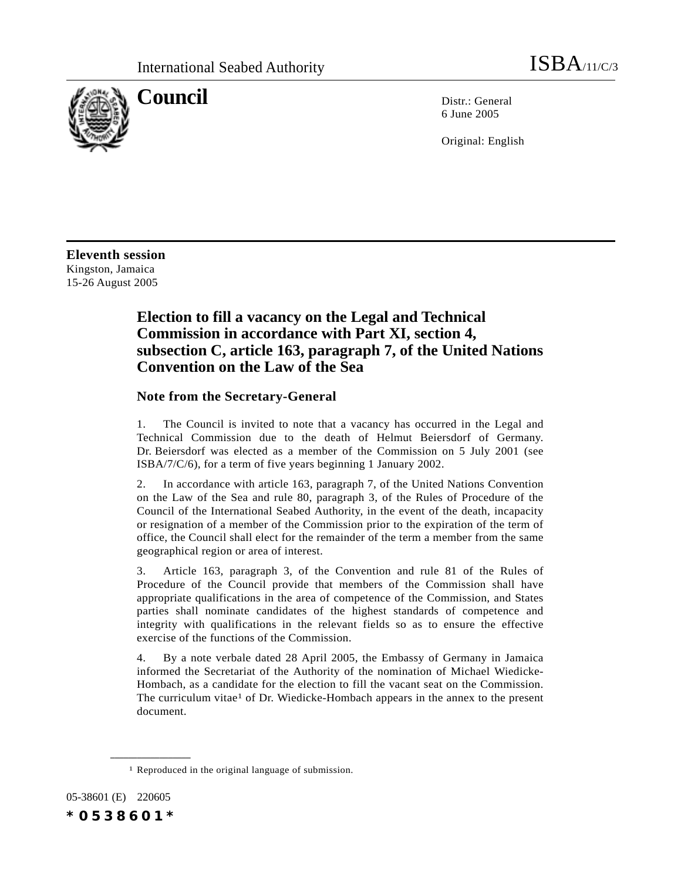International Seabed Authority

ISBA/11/C/3

# Council

Distr.: General
6 June 2005

Original: English

**Eleventh session**
Kingston, Jamaica
15-26 August 2005

## Election to fill a vacancy on the Legal and Technical Commission in accordance with Part XI, section 4, subsection C, article 163, paragraph 7, of the United Nations Convention on the Law of the Sea

### Note from the Secretary-General

1. The Council is invited to note that a vacancy has occurred in the Legal and Technical Commission due to the death of Helmut Beiersdorf of Germany. Dr. Beiersdorf was elected as a member of the Commission on 5 July 2001 (see ISBA/7/C/6), for a term of five years beginning 1 January 2002.

2. In accordance with article 163, paragraph 7, of the United Nations Convention on the Law of the Sea and rule 80, paragraph 3, of the Rules of Procedure of the Council of the International Seabed Authority, in the event of the death, incapacity or resignation of a member of the Commission prior to the expiration of the term of office, the Council shall elect for the remainder of the term a member from the same geographical region or area of interest.

3. Article 163, paragraph 3, of the Convention and rule 81 of the Rules of Procedure of the Council provide that members of the Commission shall have appropriate qualifications in the area of competence of the Commission, and States parties shall nominate candidates of the highest standards of competence and integrity with qualifications in the relevant fields so as to ensure the effective exercise of the functions of the Commission.

4. By a note verbale dated 28 April 2005, the Embassy of Germany in Jamaica informed the Secretariat of the Authority of the nomination of Michael Wiedicke-Hombach, as a candidate for the election to fill the vacant seat on the Commission. The curriculum vitae[1] of Dr. Wiedicke-Hombach appears in the annex to the present document.

[1] Reproduced in the original language of submission.

05-38601 (E) 220605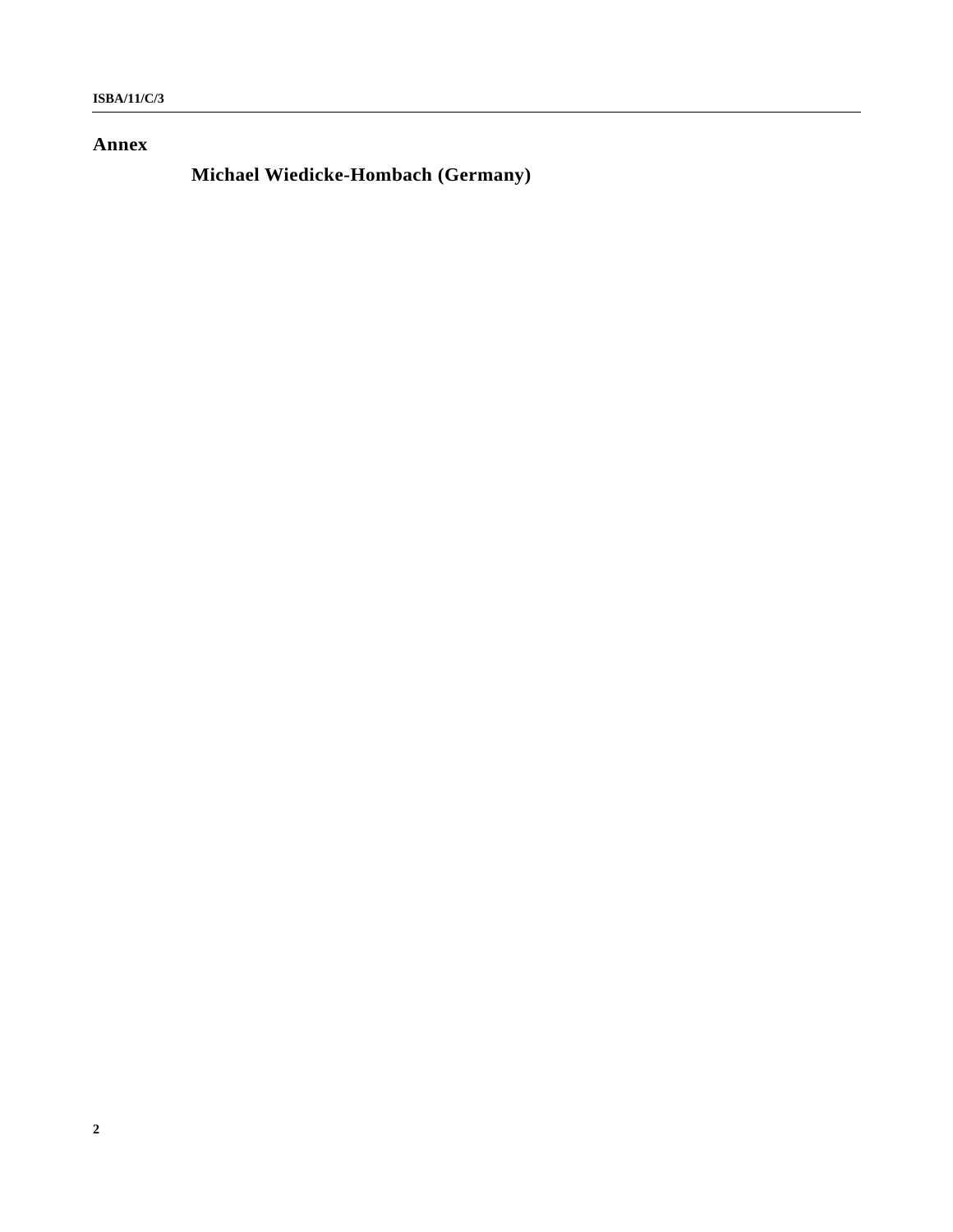## Annex

**Michael Wiedicke-Hombach (Germany)**